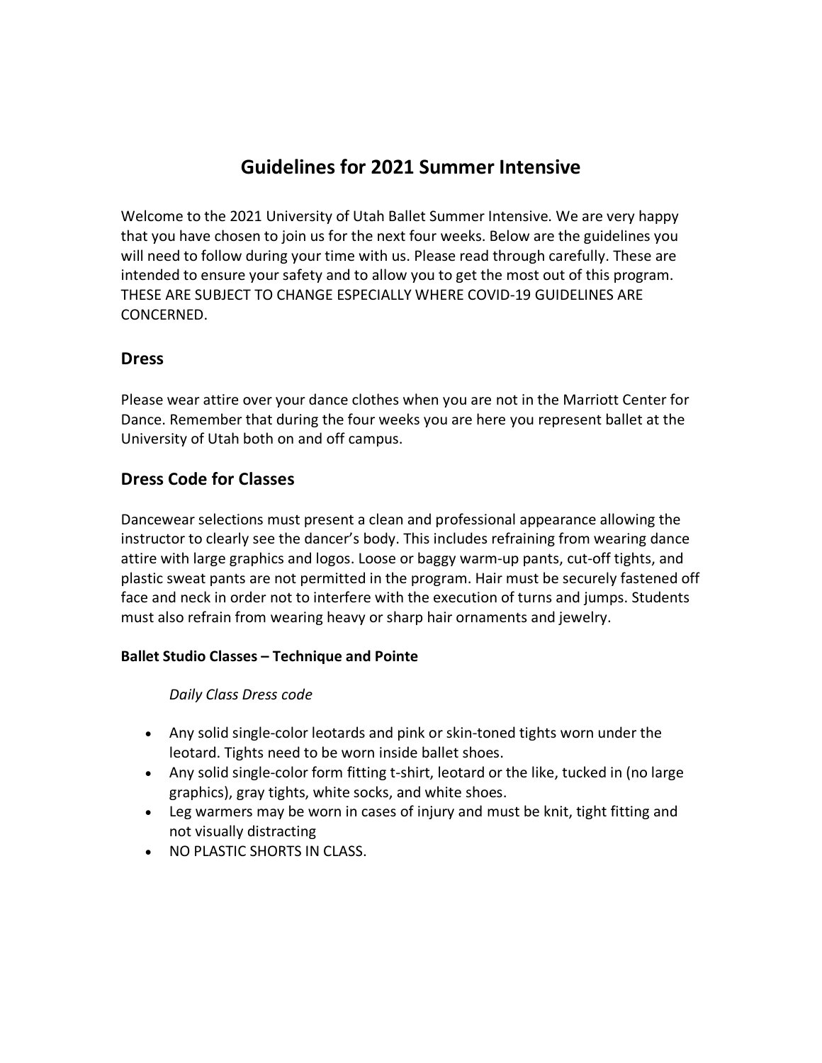# Guidelines for 2021 Summer Intensive

Welcome to the 2021 University of Utah Ballet Summer Intensive. We are very happy that you have chosen to join us for the next four weeks. Below are the guidelines you will need to follow during your time with us. Please read through carefully. These are intended to ensure your safety and to allow you to get the most out of this program. THESE ARE SUBJECT TO CHANGE ESPECIALLY WHERE COVID-19 GUIDELINES ARE CONCERNED.

## Dress

Please wear attire over your dance clothes when you are not in the Marriott Center for Dance. Remember that during the four weeks you are here you represent ballet at the University of Utah both on and off campus.

## Dress Code for Classes

Dancewear selections must present a clean and professional appearance allowing the instructor to clearly see the dancer's body. This includes refraining from wearing dance attire with large graphics and logos. Loose or baggy warm-up pants, cut-off tights, and plastic sweat pants are not permitted in the program. Hair must be securely fastened off face and neck in order not to interfere with the execution of turns and jumps. Students must also refrain from wearing heavy or sharp hair ornaments and jewelry.

### Ballet Studio Classes – Technique and Pointe

*Daily Class Dress code*

- Any solid single-color leotards and pink or skin-toned tights worn under the leotard. Tights need to be worn inside ballet shoes.
- Any solid single-color form fitting t-shirt, leotard or the like, tucked in (no large graphics), gray tights, white socks, and white shoes.
- Leg warmers may be worn in cases of injury and must be knit, tight fitting and not visually distracting
- NO PLASTIC SHORTS IN CLASS.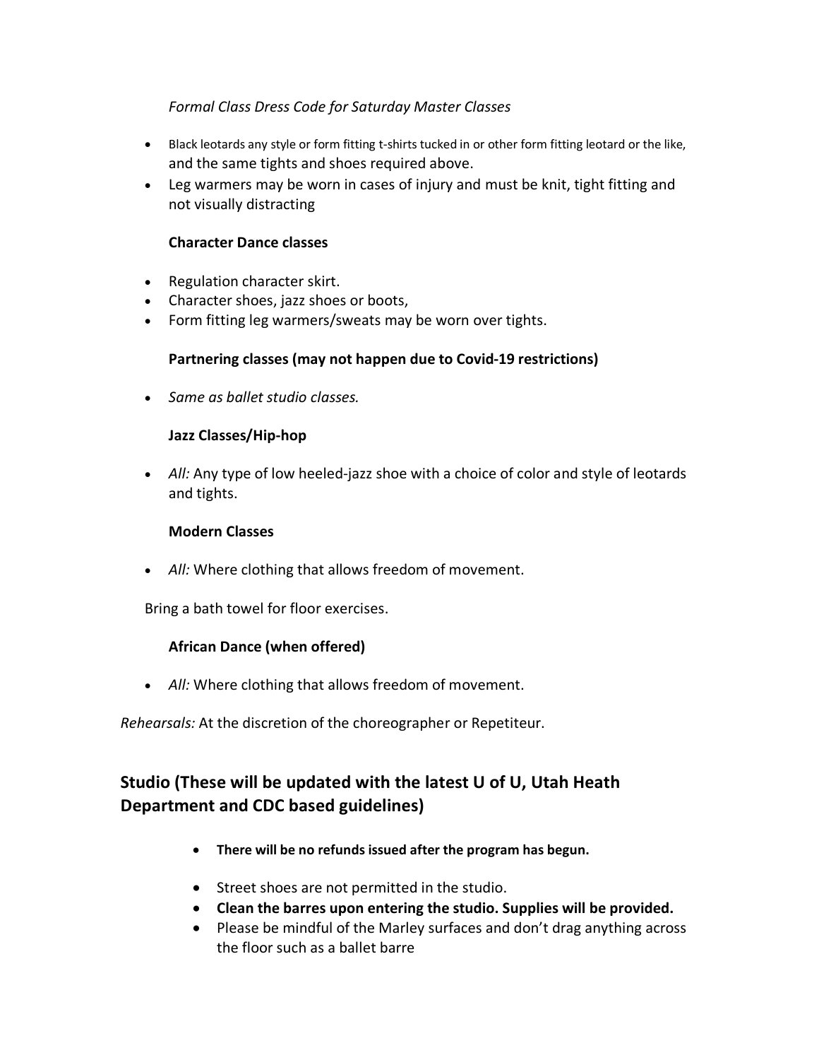*Formal Class Dress Code for Saturday Master Classes*

- Black leotards any style or form fitting t-shirts tucked in or other form fitting leotard or the like, and the same tights and shoes required above.
- Leg warmers may be worn in cases of injury and must be knit, tight fitting and not visually distracting

**Character Dance classes**

- Regulation character skirt.
- Character shoes, jazz shoes or boots,
- Form fitting leg warmers/sweats may be worn over tights.

**Partnering classes (may not happen due to Covid-19 restrictions)**

- *Same as ballet studio classes.*

**Jazz Classes/Hip-hop**

- *All:* Any type of low heeled-jazz shoe with a choice of color and style of leotards and tights.

**Modern Classes**

- *All:* Where clothing that allows freedom of movement.

Bring a bath towel for floor exercises.

**African Dance (when offered)**

- *All:* Where clothing that allows freedom of movement.

*Rehearsals:* At the discretion of the choreographer or Repetiteur.

## Studio (These will be updated with the latest U of U, Utah Heath Department and CDC based guidelines)

- **There will be no refunds issued after the program has begun.**
- Street shoes are not permitted in the studio.
- **Clean the barres upon entering the studio. Supplies will be provided.**
- Please be mindful of the Marley surfaces and don't drag anything across the floor such as a ballet barre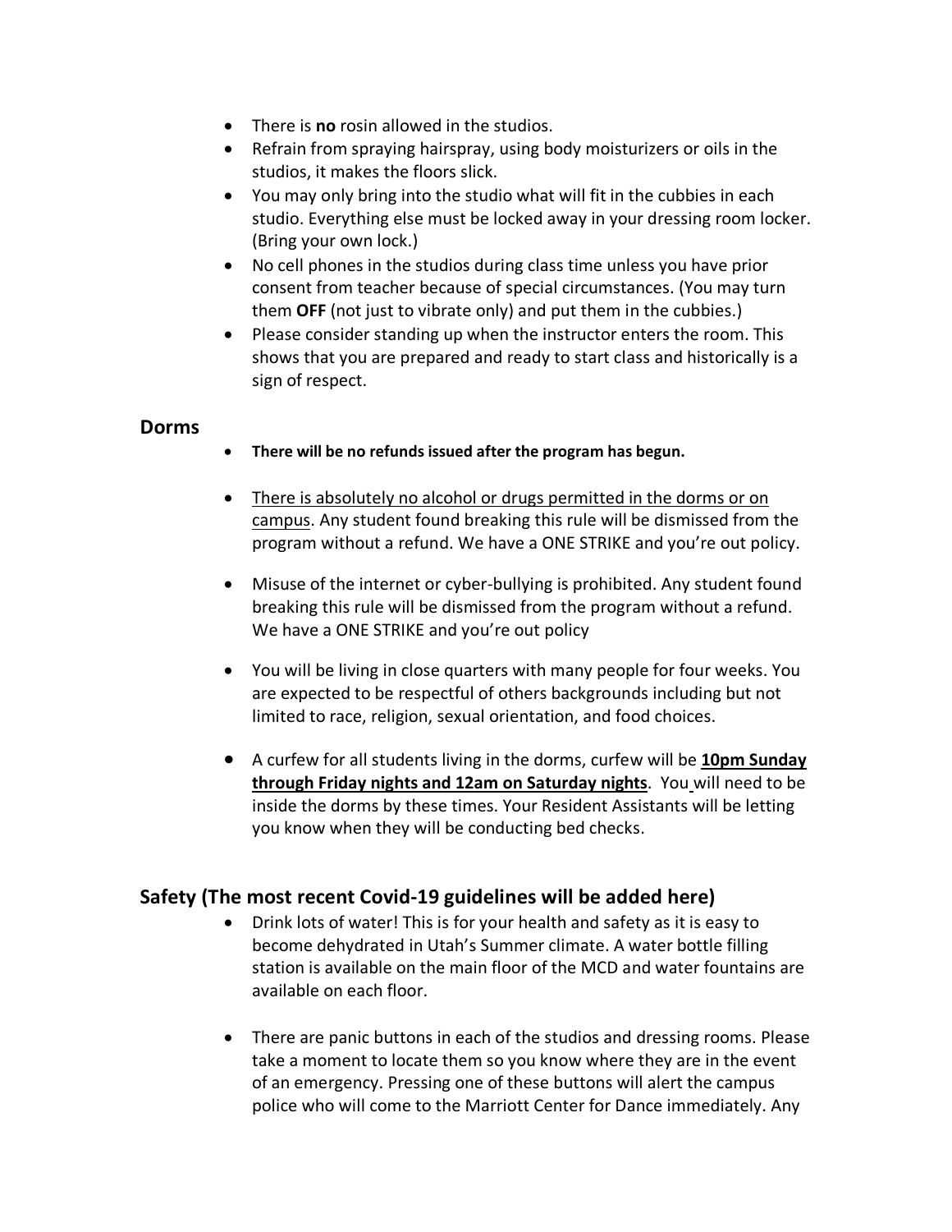- There is **no** rosin allowed in the studios.
- Refrain from spraying hairspray, using body moisturizers or oils in the studios, it makes the floors slick.
- You may only bring into the studio what will fit in the cubbies in each studio. Everything else must be locked away in your dressing room locker. (Bring your own lock.)
- No cell phones in the studios during class time unless you have prior consent from teacher because of special circumstances. (You may turn them **OFF** (not just to vibrate only) and put them in the cubbies.)
- Please consider standing up when the instructor enters the room. This shows that you are prepared and ready to start class and historically is a sign of respect.

## Dorms

- **There will be no refunds issued after the program has begun.**
- There is absolutely no alcohol or drugs permitted in the dorms or on campus. Any student found breaking this rule will be dismissed from the program without a refund. We have a ONE STRIKE and you're out policy.
- Misuse of the internet or cyber-bullying is prohibited. Any student found breaking this rule will be dismissed from the program without a refund. We have a ONE STRIKE and you're out policy
- You will be living in close quarters with many people for four weeks. You are expected to be respectful of others backgrounds including but not limited to race, religion, sexual orientation, and food choices.
- A curfew for all students living in the dorms, curfew will be **10pm Sunday through Friday nights and 12am on Saturday nights**. You will need to be inside the dorms by these times. Your Resident Assistants will be letting you know when they will be conducting bed checks.

## Safety (The most recent Covid-19 guidelines will be added here)

- Drink lots of water! This is for your health and safety as it is easy to become dehydrated in Utah's Summer climate. A water bottle filling station is available on the main floor of the MCD and water fountains are available on each floor.
- There are panic buttons in each of the studios and dressing rooms. Please take a moment to locate them so you know where they are in the event of an emergency. Pressing one of these buttons will alert the campus police who will come to the Marriott Center for Dance immediately. Any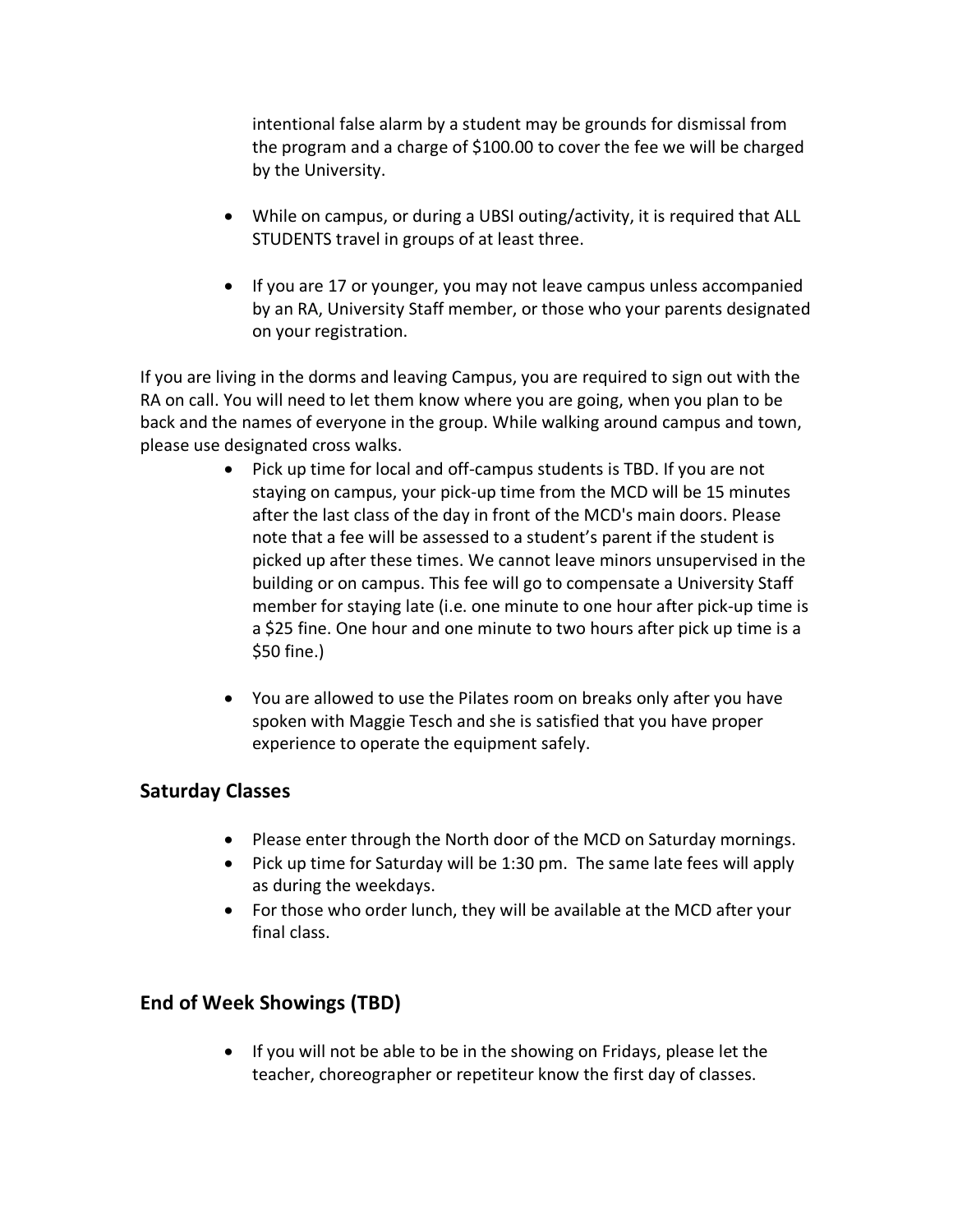intentional false alarm by a student may be grounds for dismissal from the program and a charge of $100.00 to cover the fee we will be charged by the University.

- While on campus, or during a UBSI outing/activity, it is required that ALL STUDENTS travel in groups of at least three.
- If you are 17 or younger, you may not leave campus unless accompanied by an RA, University Staff member, or those who your parents designated on your registration.

If you are living in the dorms and leaving Campus, you are required to sign out with the RA on call. You will need to let them know where you are going, when you plan to be back and the names of everyone in the group. While walking around campus and town, please use designated cross walks.

- Pick up time for local and off-campus students is TBD. If you are not staying on campus, your pick-up time from the MCD will be 15 minutes after the last class of the day in front of the MCD's main doors. Please note that a fee will be assessed to a student's parent if the student is picked up after these times. We cannot leave minors unsupervised in the building or on campus. This fee will go to compensate a University Staff member for staying late (i.e. one minute to one hour after pick-up time is a $25 fine. One hour and one minute to two hours after pick up time is a $50 fine.)
- You are allowed to use the Pilates room on breaks only after you have spoken with Maggie Tesch and she is satisfied that you have proper experience to operate the equipment safely.

## Saturday Classes

- Please enter through the North door of the MCD on Saturday mornings.
- Pick up time for Saturday will be 1:30 pm. The same late fees will apply as during the weekdays.
- For those who order lunch, they will be available at the MCD after your final class.

## End of Week Showings (TBD)

- If you will not be able to be in the showing on Fridays, please let the teacher, choreographer or repetiteur know the first day of classes.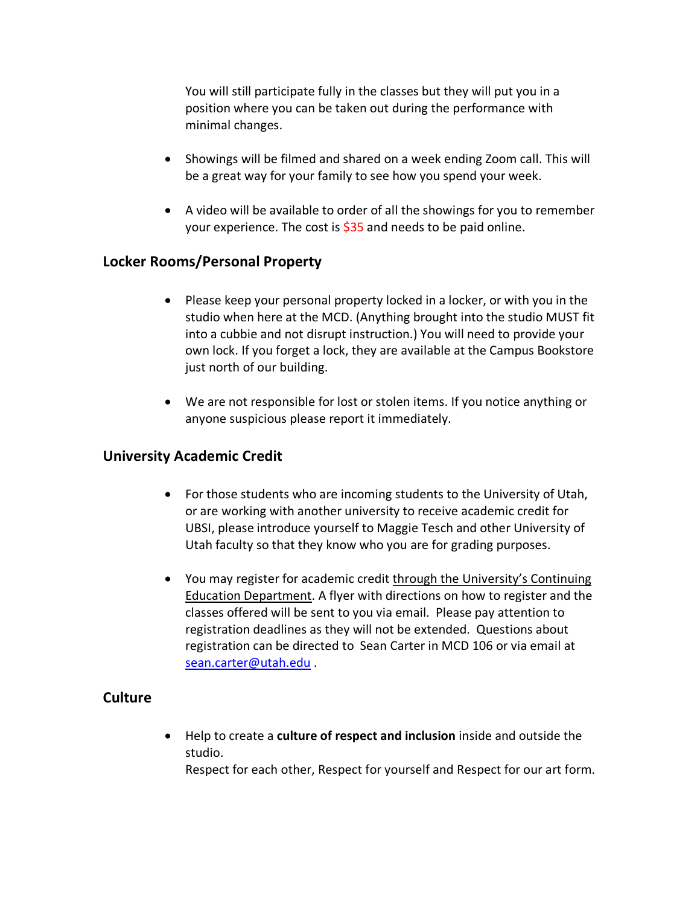You will still participate fully in the classes but they will put you in a position where you can be taken out during the performance with minimal changes.

- Showings will be filmed and shared on a week ending Zoom call. This will be a great way for your family to see how you spend your week.

- A video will be available to order of all the showings for you to remember your experience. The cost is $35 and needs to be paid online.

## Locker Rooms/Personal Property

- Please keep your personal property locked in a locker, or with you in the studio when here at the MCD. (Anything brought into the studio MUST fit into a cubbie and not disrupt instruction.) You will need to provide your own lock. If you forget a lock, they are available at the Campus Bookstore just north of our building.

- We are not responsible for lost or stolen items. If you notice anything or anyone suspicious please report it immediately.

## University Academic Credit

- For those students who are incoming students to the University of Utah, or are working with another university to receive academic credit for UBSI, please introduce yourself to Maggie Tesch and other University of Utah faculty so that they know who you are for grading purposes.

- You may register for academic credit through the University's Continuing Education Department. A flyer with directions on how to register and the classes offered will be sent to you via email. Please pay attention to registration deadlines as they will not be extended. Questions about registration can be directed to Sean Carter in MCD 106 or via email at sean.carter@utah.edu .

## Culture

- Help to create a **culture of respect and inclusion** inside and outside the studio.
  Respect for each other, Respect for yourself and Respect for our art form.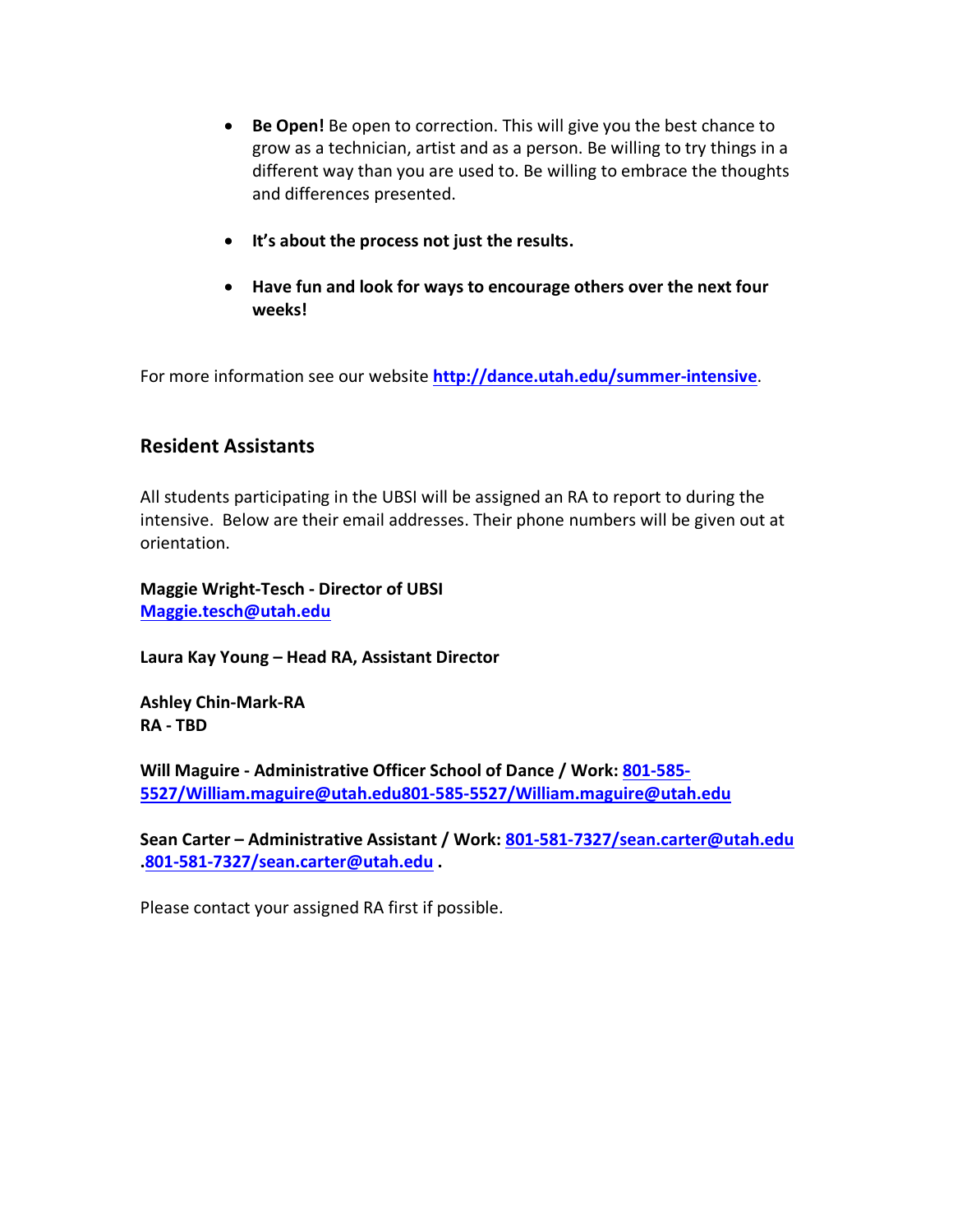- **Be Open!** Be open to correction. This will give you the best chance to grow as a technician, artist and as a person. Be willing to try things in a different way than you are used to. Be willing to embrace the thoughts and differences presented.

- **It's about the process not just the results.**

- **Have fun and look for ways to encourage others over the next four weeks!**

For more information see our website **http://dance.utah.edu/summer-intensive**.

## Resident Assistants

All students participating in the UBSI will be assigned an RA to report to during the intensive. Below are their email addresses. Their phone numbers will be given out at orientation.

**Maggie Wright-Tesch - Director of UBSI**
**Maggie.tesch@utah.edu**

**Laura Kay Young – Head RA, Assistant Director**

**Ashley Chin-Mark-RA**
**RA - TBD**

**Will Maguire - Administrative Officer School of Dance / Work: 801-585-5527/William.maguire@utah.edu801-585-5527/William.maguire@utah.edu**

**Sean Carter – Administrative Assistant / Work: 801-581-7327/sean.carter@utah.edu .801-581-7327/sean.carter@utah.edu .**

Please contact your assigned RA first if possible.